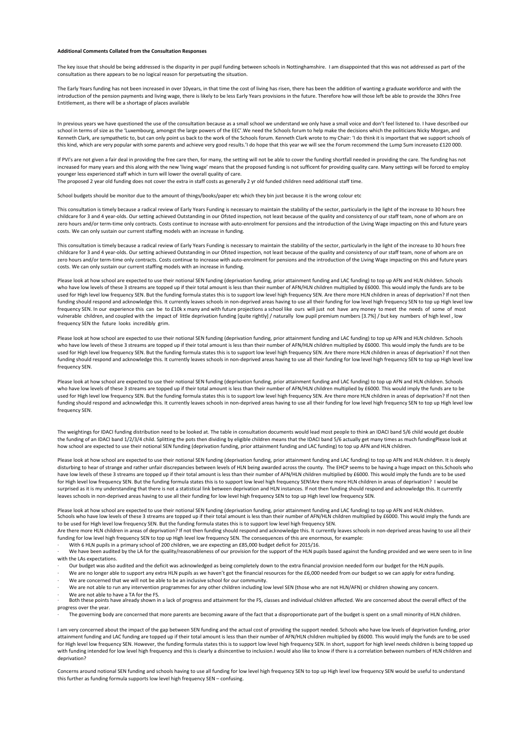**Additional Comments Collated from the Consultation Responses**

The key issue that should be being addressed is the disparity in per pupil funding between schools in Nottinghamshire. I am disappointed that this was not addressed as part of the consultation as there appears to be no logical reason for perpetuating the situation.

The Early Years funding has not been increased in over 10years, in that time the cost of living has risen, there has been the addition of wanting a graduate workforce and with the introduction of the pension payments and living wage, there is likely to be less Early Years provisions in the future. Therefore how will those left be able to provide the 30hrs Free Entitlement, as there will be a shortage of places available

In previous years we have questioned the use of the consultation because as a small school we understand we only have a small voice and don't feel listened to. I have described our school in terms of size as the 'Luxembourg, amongst the large powers of the EEC'.We need the Schools forum to help make the decisions which the politicians Nicky Morgan, and Kenneth Clark, are sympathetic to, but can only point us back to the work of the Schools forum. Kenneth Clark wrote to my Chair: 'I do think it is important that we support schools of this kind, which are very popular with some parents and achieve very good results.'I do hope that this year we will see the Forum recommend the Lump Sum increaseto £120 000.

If PVI's are not given a fair deal in providing the free care then, for many, the setting will not be able to cover the funding shortfall needed in providing the care. The funding has not increased for many years and this along with the new 'living wage' means that the proposed funding is not sufficent for providing quality care. Many settings will be forced to employ younger less experienced staff which in turn will lower the overall quality of care.
The proposed 2 year old funding does not cover the extra in staff costs as generally 2 yr old funded children need additional staff time.

School budgets should be monitor due to the amount of things/books/paper etc which they bin just because it is the wrong colour etc

This consultation is timely because a radical review of Early Years Funding is necessary to maintain the stability of the sector, particularly in the light of the increase to 30 hours free childcare for 3 and 4 year-olds. Our setting achieved Outstanding in our Ofsted inspection, not least because of the quality and consistency of our staff team, none of whom are on zero hours and/or term-time only contracts. Costs continue to increase with auto-enrolment for pensions and the introduction of the Living Wage impacting on this and future years costs. We can only sustain our current staffing models with an increase in funding.

This consultation is timely because a radical review of Early Years Funding is necessary to maintain the stability of the sector, particularly in the light of the increase to 30 hours free childcare for 3 and 4 year-olds. Our setting achieved Outstanding in our Ofsted inspection, not least because of the quality and consistency of our staff team, none of whom are on zero hours and/or term-time only contracts. Costs continue to increase with auto-enrolment for pensions and the introduction of the Living Wage impacting on this and future years costs. We can only sustain our current staffing models with an increase in funding.

Please look at how school are expected to use their notional SEN funding (deprivation funding, prior attainment funding and LAC funding) to top up AFN and HLN children. Schools who have low levels of these 3 streams are topped up if their total amount is less than their number of AFN/HLN children multiplied by £6000. This would imply the funds are to be used for High level low frequency SEN. But the funding formula states this is to support low level high frequency SEN. Are there more HLN children in areas of deprivation? If not then funding should respond and acknowledge this. It currently leaves schools in non-deprived areas having to use all their funding for low level high frequency SEN to top up High level low frequency SEN. In our experience this can be to £10k x many and with future projections a school like ours will just not have any money to meet the needs of some of most vulnerable children, and coupled with the impact of little deprivation funding [quite rightly] / naturally low pupil premium numbers [3.7%] / but key numbers of high level , low frequency SEN the future looks incredibly grim.

Please look at how school are expected to use their notional SEN funding (deprivation funding, prior attainment funding and LAC funding) to top up AFN and HLN children. Schools who have low levels of these 3 streams are topped up if their total amount is less than their number of AFN/HLN children multiplied by £6000. This would imply the funds are to be used for High level low frequency SEN. But the funding formula states this is to support low level high frequency SEN. Are there more HLN children in areas of deprivation? If not then funding should respond and acknowledge this. It currently leaves schools in non-deprived areas having to use all their funding for low level high frequency SEN to top up High level low frequency SEN.

Please look at how school are expected to use their notional SEN funding (deprivation funding, prior attainment funding and LAC funding) to top up AFN and HLN children. Schools who have low levels of these 3 streams are topped up if their total amount is less than their number of AFN/HLN children multiplied by £6000. This would imply the funds are to be used for High level low frequency SEN. But the funding formula states this is to support low level high frequency SEN. Are there more HLN children in areas of deprivation? If not then funding should respond and acknowledge this. It currently leaves schools in non-deprived areas having to use all their funding for low level high frequency SEN to top up High level low frequency SEN.

The weightings for IDACI funding distribution need to be looked at. The table in consultation documents would lead most people to think an IDACI band 5/6 child would get double the funding of an IDACI band 1/2/3/4 child. Splitting the pots then dividing by eligible children means that the IDACI band 5/6 actually get many times as much fundingPlease look at how school are expected to use their notional SEN funding (deprivation funding, prior attainment funding and LAC funding) to top up AFN and HLN children.

Please look at how school are expected to use their notional SEN funding (deprivation funding, prior attainment funding and LAC funding) to top up AFN and HLN children. It is deeply disturbing to hear of strange and rather unfair discrepancies between levels of HLN being awarded across the county. The EHCP seems to be having a huge impact on this.Schools who have low levels of these 3 streams are topped up if their total amount is less than their number of AFN/HLN children multiplied by £6000. This would imply the funds are to be used for High level low frequency SEN. But the funding formula states this is to support low level high frequency SEN!Are there more HLN children in areas of deprivation? I would be surprised as it is my understanding that there is not a statistical link between deprivation and HLN instances. If not then funding should respond and acknowledge this. It currently leaves schools in non-deprived areas having to use all their funding for low level high frequency SEN to top up High level low frequency SEN.

Please look at how school are expected to use their notional SEN funding (deprivation funding, prior attainment funding and LAC funding) to top up AFN and HLN children.
Schools who have low levels of these 3 streams are topped up if their total amount is less than their number of AFN/HLN children multiplied by £6000. This would imply the funds are to be used for High level low frequency SEN. But the funding formula states this is to support low level high frequency SEN.
Are there more HLN children in areas of deprivation? If not then funding should respond and acknowledge this. It currently leaves schools in non-deprived areas having to use all their funding for low level high frequency SEN to top up High level low frequency SEN. The consequences of this are enormous, for example:

- With 6 HLN pupils in a primary school of 200 children, we are expecting an £85,000 budget deficit for 2015/16.
- We have been audited by the LA for the quality/reasonableness of our provision for the support of the HLN pupils based against the funding provided and we were seen to in line with the LAs expectations.
- Our budget was also audited and the deficit was acknowledged as being completely down to the extra financial provision needed form our budget for the HLN pupils.
- We are no longer able to support any extra HLN pupils as we haven't got the financial resources for the £6,000 needed from our budget so we can apply for extra funding.
- We are concerned that we will not be able to be an inclusive school for our community.
- We are not able to run any intervention programmes for any other children including low level SEN (those who are not HLN/AFN) or children showing any concern.
- We are not able to have a TA for the FS.
- Both these points have already shown in a lack of progress and attainment for the FS, classes and individual children affected. We are concerned about the overall effect of the progress over the year.
- The governing body are concerned that more parents are becoming aware of the fact that a disproportionate part of the budget is spent on a small minority of HLN children.

I am very concerned about the impact of the gap between SEN funding and the actual cost of providing the support needed. Schools who have low levels of deprivation funding, prior attainment funding and LAC funding are topped up if their total amount is less than their number of AFN/HLN children multiplied by £6000. This would imply the funds are to be used for High level low frequency SEN. However, the funding formula states this is to support low level high frequency SEN. In short, support for high level needs children is being topped up with funding intended for low level high frequency and this is clearly a disincentive to inclusion.I would also like to know if there is a correlation between numbers of HLN children and deprivation?

Concerns around notional SEN funding and schools having to use all funding for low level high frequency SEN to top up High level low frequency SEN would be useful to understand this further as funding formula supports low level high frequency SEN – confusing.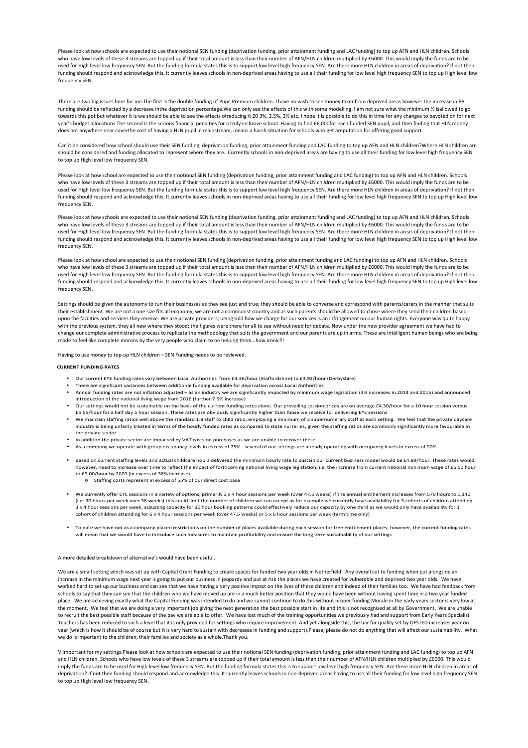Please look at how schools are expected to use their notional SEN funding (deprivation funding, prior attainment funding and LAC funding) to top up AFN and HLN children. Schools who have low levels of these 3 streams are topped up if their total amount is less than their number of AFN/HLN children multiplied by £6000. This would imply the funds are to be used for High level low frequency SEN. But the funding formula states this is to support low level high frequency SEN. Are there more HLN children in areas of deprivation? If not then funding should respond and acknowledge this. It currently leaves schools in non-deprived areas having to use all their funding for low level high frequency SEN to top up High level low frequency SEN.

There are two big issues here for me:The first is the double funding of Pupil Premium children. I have no wish to see money takenfrom deprived areas however the increase in PP funding should be reflected by a decrease inthe deprivation percentage.We can only see the effects of this with some modelling. I am not sure what the minimum % isallowed to go towards this pot but whatever it is we should be able to see the effects ofreducing it 20 3%, 2.5%, 2% etc. I hope it is possible to do this in time for any changes to bevoted on for next year's budget allocations.The second is the serious financial penalties for a truly inclusive school. Having to find £6,000for each funded SEN pupil, and then finding that HLN money does not anywhere near coverthe cost of having a HLN pupil in mainstream, means a harsh situation for schools who get areputation for offering good support.

Can it be considered how school should use their SEN funding, deprivation funding, prior attainment funding and LAC funding to top up AFN and HLN children?Where HLN children are should be considered and funding allocated to represent where they are. Currently schools in non-deprived areas are having to use all their funding for low level high frequency SEN to top up High level low frequency SEN.

Please look at how school are expected to use their notional SEN funding (deprivation funding, prior attainment funding and LAC funding) to top up AFN and HLN children. Schools who have low levels of these 3 streams are topped up if their total amount is less than their number of AFN/HLN children multiplied by £6000. This would imply the funds are to be used for High level low frequency SEN. But the funding formula states this is to support low level high frequency SEN. Are there more HLN children in areas of deprivation? If not then funding should respond and acknowledge this. It currently leaves schools in non-deprived areas having to use all their funding for low level high frequency SEN to top up High level low frequency SEN.

Please look at how schools are expected to use their notional SEN funding (deprivation funding, prior attainment funding and LAC funding) to top up AFN and HLN children. Schools who have low levels of these 3 streams are topped up if their total amount is less than their number of AFN/HLN children multiplied by £6000. This would imply the funds are to be used for High level low frequency SEN. But the funding formula states this is to support low level high frequency SEN. Are there more HLN children in areas of deprivation? If not then funding should respond and acknowledge this. It currently leaves schools in non-deprived areas having to use all their funding for low level high frequency SEN to top up High level low frequency SEN.

Please look at how school are expected to use their notional SEN funding (deprivation funding, prior attainment funding and LAC funding) to top up AFN and HLN children. Schools who have low levels of these 3 streams are topped up if their total amount is less than their number of AFN/HLN children multiplied by £6000. This would imply the funds are to be used for High level low frequency SEN. But the funding formula states this is to support low level high frequency SEN. Are there more HLN children in areas of deprivation? If not then funding should respond and acknowledge this. It currently leaves schools in non-deprived areas having to use all their funding for low level high frequency SEN to top up High level low frequency SEN.

Settings should be given the autonomy to run their businesses as they see just and true; they should be able to converse and correspond with parents/carers in the manner that suits their establishment. We are not a one size fits all economy, we are not a communist country and as such parents should be allowed to chose where they send their children based upon the facilities and services they receive. We are private providers; being told how we charge for our services is an infringement on our human rights. Everyone was quite happy with the previous system, they all new where they stood; the figures were there for all to see without need for debate. Now under the new provider agreement we have had to change our complete administrative process to replicate the methodology that suits the government and our parents are up in arms. These are intelligent human beings who are being made to feel like complete morons by the very people who claim to be helping them…how ironic?!

Having to use money to top-up HLN children – SEN Funding needs to be reviewed.

**CURRENT FUNDING RATES**

- Our current EYE funding rates vary between Local Authorities from £3.36/hour (Staffordshire) to £3.92/hour (Derbyshire)
- There are significant variances between additional funding available for deprivation across Local Authorities
- Annual funding rates are not inflation adjusted – as an industry we are significantly impacted by minimum wage legislation (3% increases in 2014 and 2015) and announced introduction of the national living wage from 2016 (further 7.5% increase)
- Our settings would not be sustainable on the basis of the current funding rates alone. Our prevailing session prices are on average £4.30/hour for a 10 hour session versus £5.55/hour for a half day 5 hour session. These rates are obviously significantly higher than those we receive for delivering EYE sessions
- We maintain staffing ratios well above the standard 1:8 staff to child ratio, employing a minimum of 3 supernumerary staff at each setting. We feel that the private daycare industry is being unfairly treated in terms of the hourly funded rates as compared to state nurseries, given the staffing ratios are commonly significantly more favourable in the private sector
- In addition the private sector are impacted by VAT costs on purchases as we are unable to recover these
- As a company we operate with group occupancy levels in excess of 75% - several of our settings are already operating with occupancy levels in excess of 90%
- Based on current staffing levels and actual childcare hours delivered the minimum hourly rate to sustain our current business model would be £4.89/hour. These rates would, however, need to increase over time to reflect the impact of forthcoming national living wage legislation, i.e. the increase from current national minimum wage of £6.50 hour to £9.00/hour by 2020 (in excess of 38% increase)
  - Staffing costs represent in excess of 55% of our direct cost base
- We currently offer EYE sessions in a variety of options, primarily 3 x 4 hour sessions per week (over 47.5 weeks) if the annual entitlement increases from 570 hours to 1,140 (i.e. 30 hours per week over 38 weeks) this could limit the number of children we can accept as for example we currently have availability for 3 cohorts of children attending 3 x 4 hour sessions per week, adjusting capacity for 30 hour booking patterns could effectively reduce our capacity by one third as we would only have availability for 1 cohort of children attending for 6 x 4 hour sessions per week (over 47.5 weeks) or 5 x 6 hour sessions per week (term time only)
- To date we have not as a company placed restrictions on the number of places available during each session for free entitlement places, however, the current funding rates will mean that we would have to introduce such measures to maintain profitability and ensure the long term sustainability of our settings

A more detailed breakdown of alternative's would have been useful.

We are a small setting which was set up with Capital Grant Funding to create spaces for funded two year olds in Netherfield. Any overall cut to funding when put alongside an increase in the minimum wage next year is going to put our business in jeopardy and put at risk the places we have created for vulnerable and deprived two year olds. We have worked hard to set up our business and can see that we have having a very positive impact on the lives of these children and indeed of their families too. We have had feedback from schools to say that they can see that the children who we have moved up are in a much better position that they would have been without having spent time in a two year funded place. We are achieving exactly what the Capital Funding was intended to do and we cannot continue to do this without proper funding.Morale in the early years sector is very low at the moment. We feel that we are doing a very important job giving the next generation the best possible start in life and this is not recognised at all by Government. We are unable to recruit the best possible staff because of the pay we are able to offer. We have lost much of the training opportunities we previously had and support from Early Years Specialist Teachers has been reduced to such a level that it is only provided for settings who require improvement. And yet alongside this, the bar for quality set by OFSTED increases year on year (which is how it should be of course but it is very hard to sustain with decreases in funding and support).Please, please do not do anything that will affect our sustainability. What we do is important to the children, their families and society as a whole.Thank you.

V important for my settings:Please look at how schools are expected to use their notional SEN funding (deprivation funding, prior attainment funding and LAC funding) to top up AFN and HLN children. Schools who have low levels of these 3 streams are topped up if their total amount is less than their number of AFN/HLN children multiplied by £6000. This would imply the funds are to be used for High level low frequency SEN. But the funding formula states this is to support low level high frequency SEN. Are there more HLN children in areas of deprivation? If not then funding should respond and acknowledge this. It currently leaves schools in non-deprived areas having to use all their funding for low level high frequency SEN to top up High level low frequency SEN.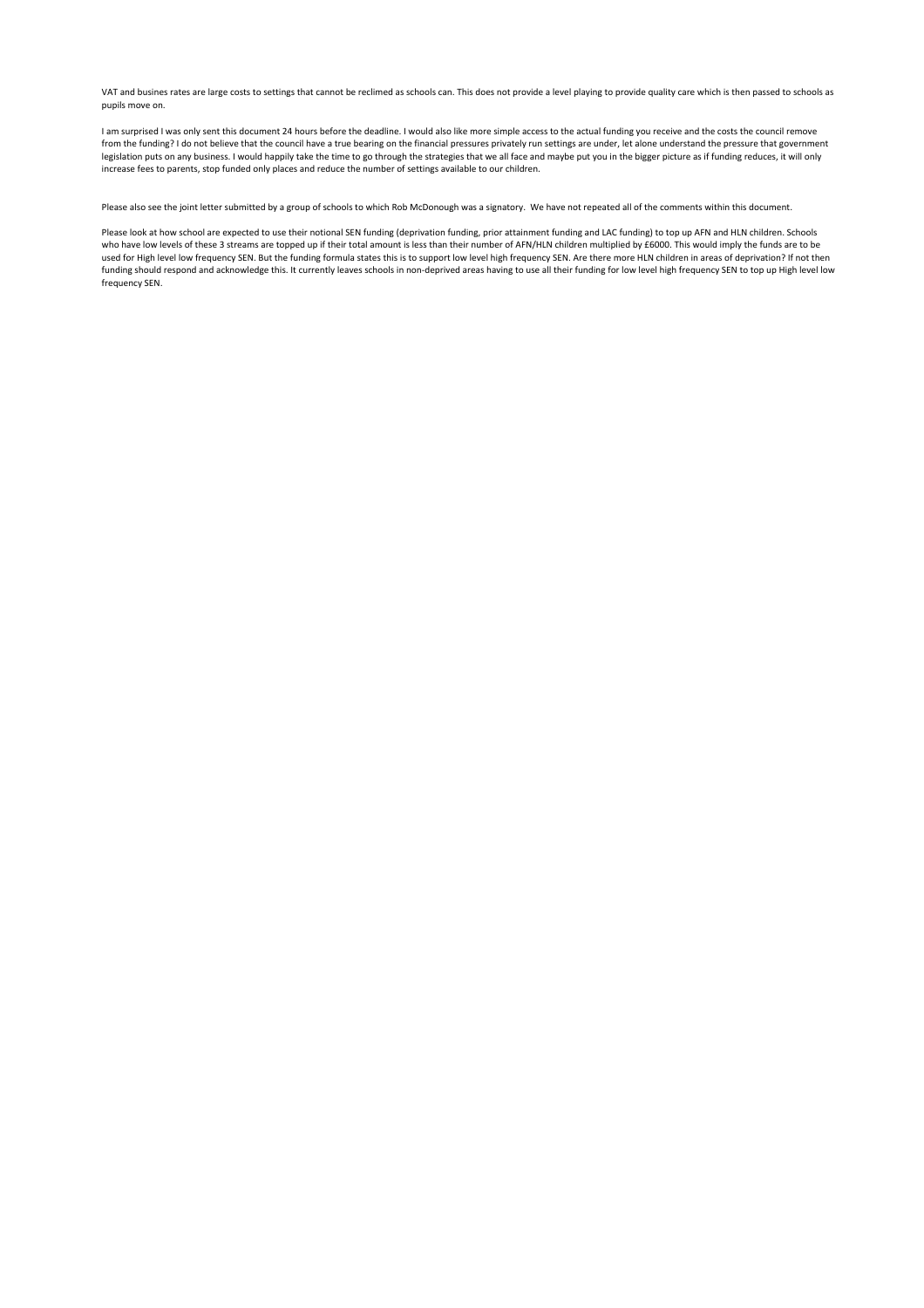VAT and busines rates are large costs to settings that cannot be reclimed as schools can. This does not provide a level playing to provide quality care which is then passed to schools as pupils move on.

I am surprised I was only sent this document 24 hours before the deadline. I would also like more simple access to the actual funding you receive and the costs the council remove from the funding? I do not believe that the council have a true bearing on the financial pressures privately run settings are under, let alone understand the pressure that government legislation puts on any business. I would happily take the time to go through the strategies that we all face and maybe put you in the bigger picture as if funding reduces, it will only increase fees to parents, stop funded only places and reduce the number of settings available to our children.

Please also see the joint letter submitted by a group of schools to which Rob McDonough was a signatory. We have not repeated all of the comments within this document.

Please look at how school are expected to use their notional SEN funding (deprivation funding, prior attainment funding and LAC funding) to top up AFN and HLN children. Schools who have low levels of these 3 streams are topped up if their total amount is less than their number of AFN/HLN children multiplied by £6000. This would imply the funds are to be used for High level low frequency SEN. But the funding formula states this is to support low level high frequency SEN. Are there more HLN children in areas of deprivation? If not then funding should respond and acknowledge this. It currently leaves schools in non-deprived areas having to use all their funding for low level high frequency SEN to top up High level low frequency SEN.